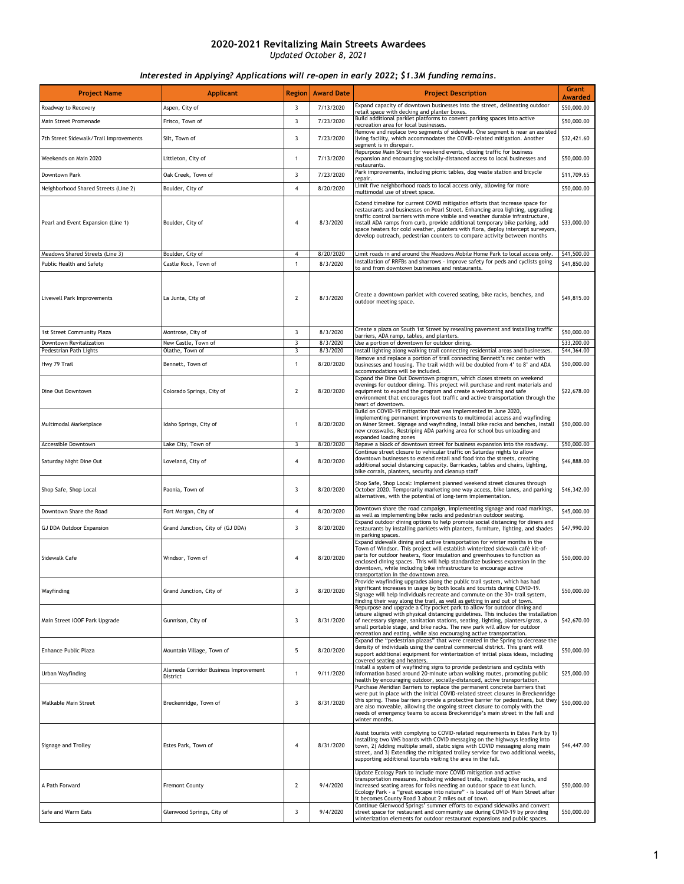# 2020-2021 Revitalizing Main Streets Awardees

*Updated October 8, 2021*

### *Interested in Applying? Applications will re-open in early 2022; $1.3M funding remains.*

| Project Name | Applicant | Region | Award Date | Project Description | Grant Awarded |
|---|---|---|---|---|---|
| Roadway to Recovery | Aspen, City of | 3 | 7/13/2020 | Expand capacity of downtown businesses into the street, delineating outdoor retail space with decking and planter boxes. | $50,000.00 |
| Main Street Promenade | Frisco, Town of | 3 | 7/23/2020 | Build additional parklet platforms to convert parking spaces into active recreation area for local businesses. | $50,000.00 |
| 7th Street Sidewalk/Trail Improvements | Silt, Town of | 3 | 7/23/2020 | Remove and replace two segments of sidewalk. One segment is near an assisted living facility, which accommodates the COVID-related mitigation. Another segment is in disrepair. | $32,421.60 |
| Weekends on Main 2020 | Littleton, City of | 1 | 7/13/2020 | Repurpose Main Street for weekend events, closing traffic for business expansion and encouraging socially-distanced access to local businesses and restaurants. | $50,000.00 |
| Downtown Park | Oak Creek, Town of | 3 | 7/23/2020 | Park improvements, including picnic tables, dog waste station and bicycle repair. | $11,709.65 |
| Neighborhood Shared Streets (Line 2) | Boulder, City of | 4 | 8/20/2020 | Limit five neighborhood roads to local access only, allowing for more multimodal use of street space. | $50,000.00 |
| Pearl and Event Expansion (Line 1) | Boulder, City of | 4 | 8/3/2020 | Extend timeline for current COVID mitigation efforts that increase space for restaurants and businesses on Pearl Street. Enhancing area lighting, upgrading traffic control barriers with more visible and weather durable infrastructure, install ADA ramps from curb, provide additional temporary bike parking, add space heaters for cold weather, planters with flora, deploy intercept surveyors, develop outreach, pedestrian counters to compare activity between months | $33,000.00 |
| Meadows Shared Streets (Line 3) | Boulder, City of | 4 | 8/20/2020 | Limit roads in and around the Meadows Mobile Home Park to local access only. | $41,500.00 |
| Public Health and Safety | Castle Rock, Town of | 1 | 8/3/2020 | Installation of RRFBs and sharrows - improve safety for peds and cyclists going to and from downtown businesses and restaurants. | $41,850.00 |
| Livewell Park Improvements | La Junta, City of | 2 | 8/3/2020 | Create a downtown parklet with covered seating, bike racks, benches, and outdoor meeting space. | $49,815.00 |
| 1st Street Community Plaza | Montrose, City of | 3 | 8/3/2020 | Create a plaza on South 1st Street by resealing pavement and installing traffic barriers, ADA ramp, tables, and planters. | $50,000.00 |
| Downtown Revitalization | New Castle, Town of | 3 | 8/3/2020 | Use a portion of downtown for outdoor dining. | $33,200.00 |
| Pedestrian Path Lights | Olathe, Town of | 3 | 8/3/2020 | Install lighting along walking trail connecting residential areas and businesses. | $44,364.00 |
| Hwy 79 Trail | Bennett, Town of | 1 | 8/20/2020 | Remove and replace a portion of trail connecting Bennett's rec center with businesses and housing. The trail width will be doubled from 4' to 8' and ADA accommodations will be included. | $50,000.00 |
| Dine Out Downtown | Colorado Springs, City of | 2 | 8/20/2020 | Expand the Dine Out Downtown program, which closes streets on weekend evenings for outdoor dining. This project will purchase and rent materials and equipment to expand the program and create a welcoming and safe environment that encourages foot traffic and active transportation through the heart of downtown. | $22,678.00 |
| Multimodal Marketplace | Idaho Springs, City of | 1 | 8/20/2020 | Build on COVID-19 mitigation that was implemented in June 2020, implementing permanent improvements to multimodal access and wayfinding on Miner Street. Signage and wayfinding, Install bike racks and benches, Install new crosswalks, Restriping ADA parking area for school bus unloading and expanded loading zones | $50,000.00 |
| Accessible Downtown | Lake City, Town of | 3 | 8/20/2020 | Repave a block of downtown street for business expansion into the roadway. | $50,000.00 |
| Saturday Night Dine Out | Loveland, City of | 4 | 8/20/2020 | Continue street closure to vehicular traffic on Saturday nights to allow downtown businesses to extend retail and food into the streets, creating additional social distancing capacity. Barricades, tables and chairs, lighting, bike corrals, planters, security and cleanup staff | $46,888.00 |
| Shop Safe, Shop Local | Paonia, Town of | 3 | 8/20/2020 | Shop Safe, Shop Local: Implement planned weekend street closures through October 2020. Temporarily marketing one way access, bike lanes, and parking alternatives, with the potential of long-term implementation. | $46,342.00 |
| Downtown Share the Road | Fort Morgan, City of | 4 | 8/20/2020 | Downtown share the road campaign, implementing signage and road markings, as well as implementing bike racks and pedestrian outdoor seating. | $45,000.00 |
| GJ DDA Outdoor Expansion | Grand Junction, City of (GJ DDA) | 3 | 8/20/2020 | Expand outdoor dining options to help promote social distancing for diners and restaurants by installing parklets with planters, furniture, lighting, and shades in parking spaces. | $47,990.00 |
| Sidewalk Cafe | Windsor, Town of | 4 | 8/20/2020 | Expand sidewalk dining and active transportation for winter months in the Town of Windsor. This project will establish winterized sidewalk café kit-of-parts for outdoor heaters, floor insulation and greenhouses to function as enclosed dining spaces. This will help standardize business expansion in the downtown, while including bike infrastructure to encourage active transportation in the downtown area. | $50,000.00 |
| Wayfinding | Grand Junction, City of | 3 | 8/20/2020 | Provide wayfinding upgrades along the public trail system, which has had significant increases in usage by both locals and tourists during COVID-19. Signage will help individuals recreate and commute on the 30+ trail system, finding their way along the trail, as well as getting in and out of town. | $50,000.00 |
| Main Street IOOF Park Upgrade | Gunnison, City of | 3 | 8/31/2020 | Repurpose and upgrade a City pocket park to allow for outdoor dining and leisure aligned with physical distancing guidelines. This includes the installation of necessary signage, sanitation stations, seating, lighting, planters/grass, a small portable stage, and bike racks. The new park will allow for outdoor recreation and eating, while also encouraging active transportation. | $42,670.00 |
| Enhance Public Plaza | Mountain Village, Town of | 5 | 8/20/2020 | Expand the "pedestrian plazas" that were created in the Spring to decrease the density of individuals using the central commercial district. This grant will support additional equipment for winterization of initial plaza ideas, including covered seating and heaters. | $50,000.00 |
| Urban Wayfinding | Alameda Corridor Business Improvement District | 1 | 9/11/2020 | Install a system of wayfinding signs to provide pedestrians and cyclists with information based around 20-minute urban walking routes, promoting public health by encouraging outdoor, socially-distanced, active transportation. | $25,000.00 |
| Walkable Main Street | Breckenridge, Town of | 3 | 8/31/2020 | Purchase Meridian Barriers to replace the permanent concrete barriers that were put in place with the initial COVID-related street closures in Breckenridge this spring. These barriers provide a protective barrier for pedestrians, but they are also moveable, allowing the ongoing street closure to comply with the needs of emergency teams to access Breckenridge's main street in the fall and winter months. | $50,000.00 |
| Signage and Trolley | Estes Park, Town of | 4 | 8/31/2020 | Assist tourists with complying to COVID-related requirements in Estes Park by 1) Installing two VMS boards with COVID messaging on the highways leading into town, 2) Adding multiple small, static signs with COVID messaging along main street, and 3) Extending the mitigated trolley service for two additional weeks, supporting additional tourists visiting the area in the fall. | $46,447.00 |
| A Path Forward | Fremont County | 2 | 9/4/2020 | Update Ecology Park to include more COVID mitigation and active transportation measures, including widened trails, installing bike racks, and increased seating areas for folks needing an outdoor space to eat lunch. Ecology Park - a "great escape into nature" - is located off of Main Street after it becomes County Road 3 about 2 miles out of town. | $50,000.00 |
| Safe and Warm Eats | Glenwood Springs, City of | 3 | 9/4/2020 | Continue Glenwood Springs' summer efforts to expand sidewalks and convert street space for restaurant and community use during COVID-19 by providing winterization elements for outdoor restaurant expansions and public spaces. | $50,000.00 |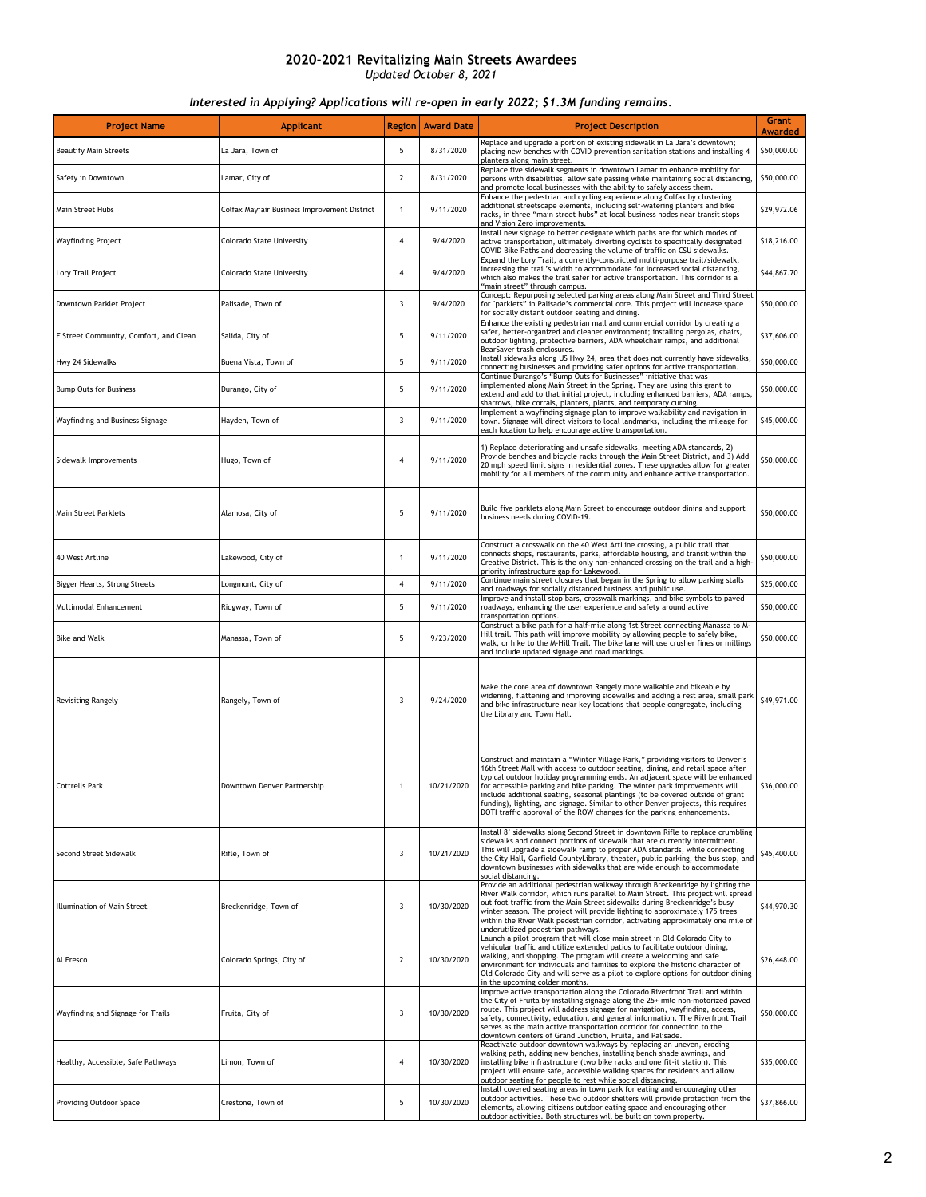## 2020-2021 Revitalizing Main Streets Awardees

*Updated October 8, 2021*

***Interested in Applying? Applications will re-open in early 2022; $1.3M funding remains.***

| Project Name | Applicant | Region | Award Date | Project Description | Grant Awarded |
|---|---|---|---|---|---|
| Beautify Main Streets | La Jara, Town of | 5 | 8/31/2020 | Replace and upgrade a portion of existing sidewalk in La Jara's downtown; placing new benches with COVID prevention sanitation stations and installing 4 planters along main street. | $50,000.00 |
| Safety in Downtown | Lamar, City of | 2 | 8/31/2020 | Replace five sidewalk segments in downtown Lamar to enhance mobility for persons with disabilities, allow safe passing while maintaining social distancing, and promote local businesses with the ability to safely access them. | $50,000.00 |
| Main Street Hubs | Colfax Mayfair Business Improvement District | 1 | 9/11/2020 | Enhance the pedestrian and cycling experience along Colfax by clustering additional streetscape elements, including self-watering planters and bike racks, in three "main street hubs" at local business nodes near transit stops and Vision Zero improvements. | $29,972.06 |
| Wayfinding Project | Colorado State University | 4 | 9/4/2020 | Install new signage to better designate which paths are for which modes of active transportation, ultimately diverting cyclists to specifically designated COVID Bike Paths and decreasing the volume of traffic on CSU sidewalks. | $18,216.00 |
| Lory Trail Project | Colorado State University | 4 | 9/4/2020 | Expand the Lory Trail, a currently-constricted multi-purpose trail/sidewalk, increasing the trail's width to accommodate for increased social distancing, which also makes the trail safer for active transportation. This corridor is a "main street" through campus. | $44,867.70 |
| Downtown Parklet Project | Palisade, Town of | 3 | 9/4/2020 | Concept: Repurposing selected parking areas along Main Street and Third Street for "parklets" in Palisade's commercial core. This project will increase space for socially distant outdoor seating and dining. | $50,000.00 |
| F Street Community, Comfort, and Clean | Salida, City of | 5 | 9/11/2020 | Enhance the existing pedestrian mall and commercial corridor by creating a safer, better-organized and cleaner environment; installing pergolas, chairs, outdoor lighting, protective barriers, ADA wheelchair ramps, and additional BearSaver trash enclosures. | $37,606.00 |
| Hwy 24 Sidewalks | Buena Vista, Town of | 5 | 9/11/2020 | Install sidewalks along US Hwy 24, area that does not currently have sidewalks, connecting businesses and providing safer options for active transportation. | $50,000.00 |
| Bump Outs for Business | Durango, City of | 5 | 9/11/2020 | Continue Durango's "Bump Outs for Businesses" initiative that was implemented along Main Street in the Spring. They are using this grant to extend and add to that initial project, including enhanced barriers, ADA ramps, sharrows, bike corrals, planters, plants, and temporary curbing. | $50,000.00 |
| Wayfinding and Business Signage | Hayden, Town of | 3 | 9/11/2020 | Implement a wayfinding signage plan to improve walkability and navigation in town. Signage will direct visitors to local landmarks, including the mileage for each location to help encourage active transportation. | $45,000.00 |
| Sidewalk Improvements | Hugo, Town of | 4 | 9/11/2020 | 1) Replace deteriorating and unsafe sidewalks, meeting ADA standards, 2) Provide benches and bicycle racks through the Main Street District, and 3) Add 20 mph speed limit signs in residential zones. These upgrades allow for greater mobility for all members of the community and enhance active transportation. | $50,000.00 |
| Main Street Parklets | Alamosa, City of | 5 | 9/11/2020 | Build five parklets along Main Street to encourage outdoor dining and support business needs during COVID-19. | $50,000.00 |
| 40 West Artline | Lakewood, City of | 1 | 9/11/2020 | Construct a crosswalk on the 40 West ArtLine crossing, a public trail that connects shops, restaurants, parks, affordable housing, and transit within the Creative District. This is the only non-enhanced crossing on the trail and a high-priority infrastructure gap for Lakewood. | $50,000.00 |
| Bigger Hearts, Strong Streets | Longmont, City of | 4 | 9/11/2020 | Continue main street closures that began in the Spring to allow parking stalls and roadways for socially distanced business and public use. | $25,000.00 |
| Multimodal Enhancement | Ridgway, Town of | 5 | 9/11/2020 | Improve and install stop bars, crosswalk markings, and bike symbols to paved roadways, enhancing the user experience and safety around active transportation options. | $50,000.00 |
| Bike and Walk | Manassa, Town of | 5 | 9/23/2020 | Construct a bike path for a half-mile along 1st Street connecting Manassa to M-Hill trail. This path will improve mobility by allowing people to safely bike, walk, or hike to the M-Hill Trail. The bike lane will use crusher fines or millings and include updated signage and road markings. | $50,000.00 |
| Revisiting Rangely | Rangely, Town of | 3 | 9/24/2020 | Make the core area of downtown Rangely more walkable and bikeable by widening, flattening and improving sidewalks and adding a rest area, small park and bike infrastructure near key locations that people congregate, including the Library and Town Hall. | $49,971.00 |
| Cottrells Park | Downtown Denver Partnership | 1 | 10/21/2020 | Construct and maintain a "Winter Village Park," providing visitors to Denver's 16th Street Mall with access to outdoor seating, dining, and retail space after typical outdoor holiday programming ends. An adjacent space will be enhanced for accessible parking and bike parking. The winter park improvements will include additional seating, seasonal plantings (to be covered outside of grant funding), lighting, and signage. Similar to other Denver projects, this requires DOTI traffic approval of the ROW changes for the parking enhancements. | $36,000.00 |
| Second Street Sidewalk | Rifle, Town of | 3 | 10/21/2020 | Install 8' sidewalks along Second Street in downtown Rifle to replace crumbling sidewalks and connect portions of sidewalk that are currently intermittent. This will upgrade a sidewalk ramp to proper ADA standards, while connecting the City Hall, Garfield CountyLibrary, theater, public parking, the bus stop, and downtown businesses with sidewalks that are wide enough to accommodate social distancing. | $45,400.00 |
| Illumination of Main Street | Breckenridge, Town of | 3 | 10/30/2020 | Provide an additional pedestrian walkway through Breckenridge by lighting the River Walk corridor, which runs parallel to Main Street. This project will spread out foot traffic from the Main Street sidewalks during Breckenridge's busy winter season. The project will provide lighting to approximately 175 trees within the River Walk pedestrian corridor, activating approximately one mile of underutilized pedestrian pathways. | $44,970.30 |
| Al Fresco | Colorado Springs, City of | 2 | 10/30/2020 | Launch a pilot program that will close main street in Old Colorado City to vehicular traffic and utilize extended patios to facilitate outdoor dining, walking, and shopping. The program will create a welcoming and safe environment for individuals and families to explore the historic character of Old Colorado City and will serve as a pilot to explore options for outdoor dining in the upcoming colder months. | $26,448.00 |
| Wayfinding and Signage for Trails | Fruita, City of | 3 | 10/30/2020 | Improve active transportation along the Colorado Riverfront Trail and within the City of Fruita by installing signage along the 25+ mile non-motorized paved route. This project will address signage for navigation, wayfinding, access, safety, connectivity, education, and general information. The Riverfront Trail serves as the main active transportation corridor for connection to the downtown centers of Grand Junction, Fruita, and Palisade. | $50,000.00 |
| Healthy, Accessible, Safe Pathways | Limon, Town of | 4 | 10/30/2020 | Reactivate outdoor downtown walkways by replacing an uneven, eroding walking path, adding new benches, installing bench shade awnings, and installing bike infrastructure (two bike racks and one fit-it station). This project will ensure safe, accessible walking spaces for residents and allow outdoor seating for people to rest while social distancing. | $35,000.00 |
| Providing Outdoor Space | Crestone, Town of | 5 | 10/30/2020 | Install covered seating areas in town park for eating and encouraging other outdoor activities. These two outdoor shelters will provide protection from the elements, allowing citizens outdoor eating space and encouraging other outdoor activities. Both structures will be built on town property. | $37,866.00 |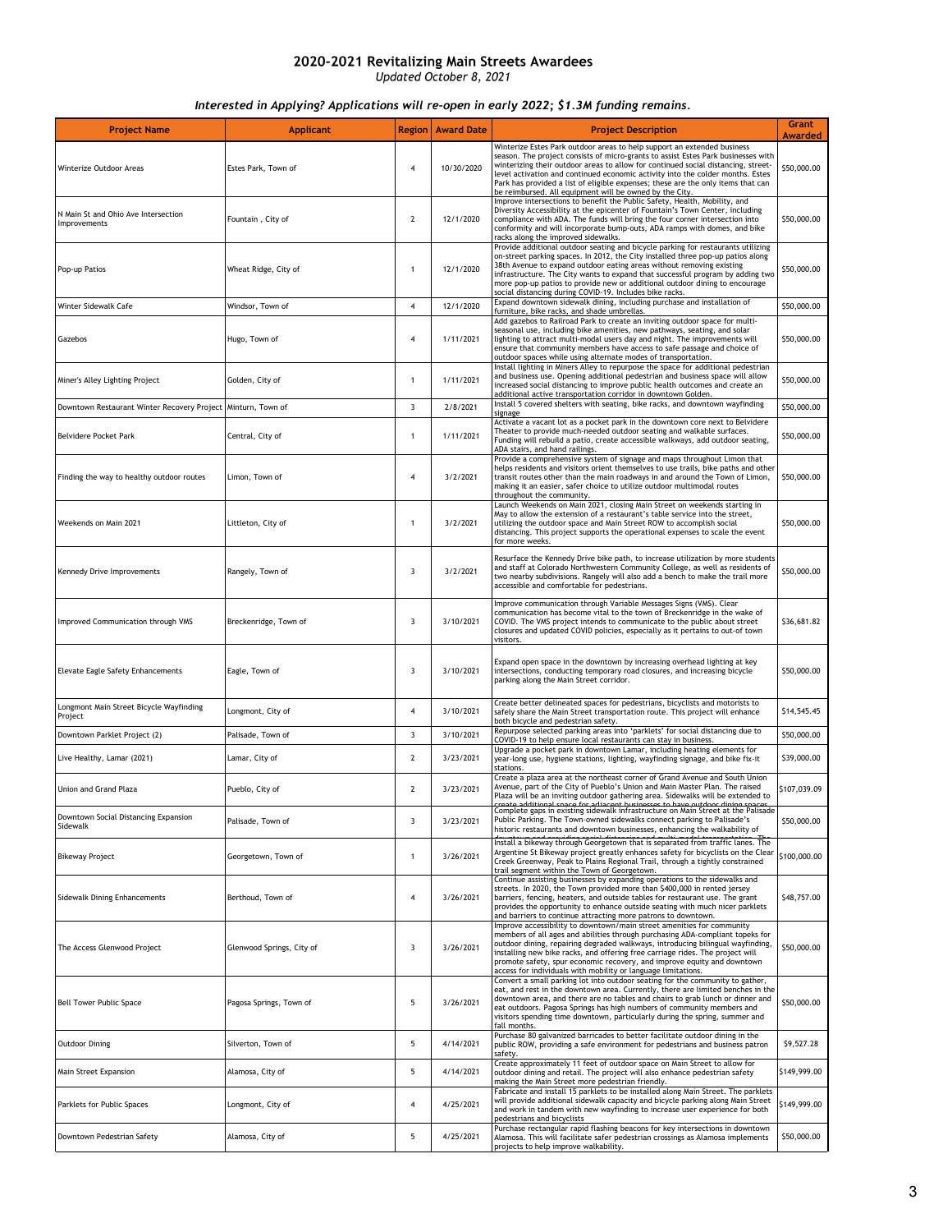## 2020-2021 Revitalizing Main Streets Awardees

*Updated October 8, 2021*

### *Interested in Applying? Applications will re-open in early 2022; $1.3M funding remains.*

| Project Name | Applicant | Region | Award Date | Project Description | Grant Awarded |
|---|---|---|---|---|---|
| Winterize Outdoor Areas | Estes Park, Town of | 4 | 10/30/2020 | Winterize Estes Park outdoor areas to help support an extended business season. The project consists of micro-grants to assist Estes Park businesses with winterizing their outdoor areas to allow for continued social distancing, street-level activation and continued economic activity into the colder months. Estes Park has provided a list of eligible expenses; these are the only items that can be reimbursed. All equipment will be owned by the City. | $50,000.00 |
| N Main St and Ohio Ave Intersection Improvements | Fountain , City of | 2 | 12/1/2020 | Improve intersections to benefit the Public Safety, Health, Mobility, and Diversity Accessibility at the epicenter of Fountain's Town Center, including compliance with ADA. The funds will bring the four corner intersection into conformity and will incorporate bump-outs, ADA ramps with domes, and bike racks along the improved sidewalks. | $50,000.00 |
| Pop-up Patios | Wheat Ridge, City of | 1 | 12/1/2020 | Provide additional outdoor seating and bicycle parking for restaurants utilizing on-street parking spaces. In 2012, the City installed three pop-up patios along 38th Avenue to expand outdoor eating areas without removing existing infrastructure. The City wants to expand that successful program by adding two more pop-up patios to provide new or additional outdoor dining to encourage social distancing during COVID-19. Includes bike racks. | $50,000.00 |
| Winter Sidewalk Cafe | Windsor, Town of | 4 | 12/1/2020 | Expand downtown sidewalk dining, including purchase and installation of furniture, bike racks, and shade umbrellas. | $50,000.00 |
| Gazebos | Hugo, Town of | 4 | 1/11/2021 | Add gazebos to Railroad Park to create an inviting outdoor space for multi-seasonal use, including bike amenities, new pathways, seating, and solar lighting to attract multi-modal users day and night. The improvements will ensure that community members have access to safe passage and choice of outdoor spaces while using alternate modes of transportation. | $50,000.00 |
| Miner's Alley Lighting Project | Golden, City of | 1 | 1/11/2021 | Install lighting in Miners Alley to repurpose the space for additional pedestrian and business use. Opening additional pedestrian and business space will allow increased social distancing to improve public health outcomes and create an additional active transportation corridor in downtown Golden. | $50,000.00 |
| Downtown Restaurant Winter Recovery Project | Minturn, Town of | 3 | 2/8/2021 | Install 5 covered shelters with seating, bike racks, and downtown wayfinding signage | $50,000.00 |
| Belvidere Pocket Park | Central, City of | 1 | 1/11/2021 | Activate a vacant lot as a pocket park in the downtown core next to Belvidere Theater to provide much-needed outdoor seating and walkable surfaces. Funding will rebuild a patio, create accessible walkways, add outdoor seating, ADA stairs, and hand railings. | $50,000.00 |
| Finding the way to healthy outdoor routes | Limon, Town of | 4 | 3/2/2021 | Provide a comprehensive system of signage and maps throughout Limon that helps residents and visitors orient themselves to use trails, bike paths and other transit routes other than the main roadways in and around the Town of Limon, making it an easier, safer choice to utilize outdoor multimodal routes throughout the community. | $50,000.00 |
| Weekends on Main 2021 | Littleton, City of | 1 | 3/2/2021 | Launch Weekends on Main 2021, closing Main Street on weekends starting in May to allow the extension of a restaurant's table service into the street, utilizing the outdoor space and Main Street ROW to accomplish social distancing. This project supports the operational expenses to scale the event for more weeks. | $50,000.00 |
| Kennedy Drive Improvements | Rangely, Town of | 3 | 3/2/2021 | Resurface the Kennedy Drive bike path, to increase utilization by more students and staff at Colorado Northwestern Community College, as well as residents of two nearby subdivisions. Rangely will also add a bench to make the trail more accessible and comfortable for pedestrians. | $50,000.00 |
| Improved Communication through VMS | Breckenridge, Town of | 3 | 3/10/2021 | Improve communication through Variable Messages Signs (VMS). Clear communication has become vital to the town of Breckenridge in the wake of COVID. The VMS project intends to communicate to the public about street closures and updated COVID policies, especially as it pertains to out-of town visitors. | $36,681.82 |
| Elevate Eagle Safety Enhancements | Eagle, Town of | 3 | 3/10/2021 | Expand open space in the downtown by increasing overhead lighting at key intersections, conducting temporary road closures, and increasing bicycle parking along the Main Street corridor. | $50,000.00 |
| Longmont Main Street Bicycle Wayfinding Project | Longmont, City of | 4 | 3/10/2021 | Create better delineated spaces for pedestrians, bicyclists and motorists to safely share the Main Street transportation route. This project will enhance both bicycle and pedestrian safety. | $14,545.45 |
| Downtown Parklet Project (2) | Palisade, Town of | 3 | 3/10/2021 | Repurpose selected parking areas into 'parklets' for social distancing due to COVID-19 to help ensure local restaurants can stay in business. | $50,000.00 |
| Live Healthy, Lamar (2021) | Lamar, City of | 2 | 3/23/2021 | Upgrade a pocket park in downtown Lamar, including heating elements for year-long use, hygiene stations, lighting, wayfinding signage, and bike fix-it stations. | $39,000.00 |
| Union and Grand Plaza | Pueblo, City of | 2 | 3/23/2021 | Create a plaza area at the northeast corner of Grand Avenue and South Union Avenue, part of the City of Pueblo's Union and Main Master Plan. The raised Plaza will be an inviting outdoor gathering area. Sidewalks will be extended to create additional space for adjacent businesses to have outdoor dining spaces | $107,039.09 |
| Downtown Social Distancing Expansion Sidewalk | Palisade, Town of | 3 | 3/23/2021 | Complete gaps in existing sidewalk infrastructure on Main Street at the Palisade Public Parking. The Town-owned sidewalks connect parking to Palisade's historic restaurants and downtown businesses, enhancing the walkability of downtown and providing social distancing and multi-modal transportation. The | $50,000.00 |
| Bikeway Project | Georgetown, Town of | 1 | 3/26/2021 | Install a bikeway through Georgetown that is separated from traffic lanes. The Argentine St Bikeway project greatly enhances safety for bicyclists on the Clear Creek Greenway, Peak to Plains Regional Trail, through a tightly constrained trail segment within the Town of Georgetown. | $100,000.00 |
| Sidewalk Dining Enhancements | Berthoud, Town of | 4 | 3/26/2021 | Continue assisting businesses by expanding operations to the sidewalks and streets. In 2020, the Town provided more than $400,000 in rented jersey barriers, fencing, heaters, and outside tables for restaurant use. The grant provides the opportunity to enhance outside seating with much nicer parklets and barriers to continue attracting more patrons to downtown. | $48,757.00 |
| The Access Glenwood Project | Glenwood Springs, City of | 3 | 3/26/2021 | Improve accessibility to downtown/main street amenities for community members of all ages and abilities through purchasing ADA-compliant topeks for outdoor dining, repairing degraded walkways, introducing bilingual wayfinding, installing new bike racks, and offering free carriage rides. The project will promote safety, spur economic recovery, and improve equity and downtown access for individuals with mobility or language limitations. | $50,000.00 |
| Bell Tower Public Space | Pagosa Springs, Town of | 5 | 3/26/2021 | Convert a small parking lot into outdoor seating for the community to gather, eat, and rest in the downtown area. Currently, there are limited benches in the downtown area, and there are no tables and chairs to grab lunch or dinner and eat outdoors. Pagosa Springs has high numbers of community members and visitors spending time downtown, particularly during the spring, summer and fall months. | $50,000.00 |
| Outdoor Dining | Silverton, Town of | 5 | 4/14/2021 | Purchase 80 galvanized barricades to better facilitate outdoor dining in the public ROW, providing a safe environment for pedestrians and business patron safety. | $9,527.28 |
| Main Street Expansion | Alamosa, City of | 5 | 4/14/2021 | Create approximately 11 feet of outdoor space on Main Street to allow for outdoor dining and retail. The project will also enhance pedestrian safety making the Main Street more pedestrian friendly. | $149,999.00 |
| Parklets for Public Spaces | Longmont, City of | 4 | 4/25/2021 | Fabricate and install 15 parklets to be installed along Main Street. The parklets will provide additional sidewalk capacity and bicycle parking along Main Street and work in tandem with new wayfinding to increase user experience for both pedestrians and bicyclists | $149,999.00 |
| Downtown Pedestrian Safety | Alamosa, City of | 5 | 4/25/2021 | Purchase rectangular rapid flashing beacons for key intersections in downtown Alamosa. This will facilitate safer pedestrian crossings as Alamosa implements projects to help improve walkability. | $50,000.00 |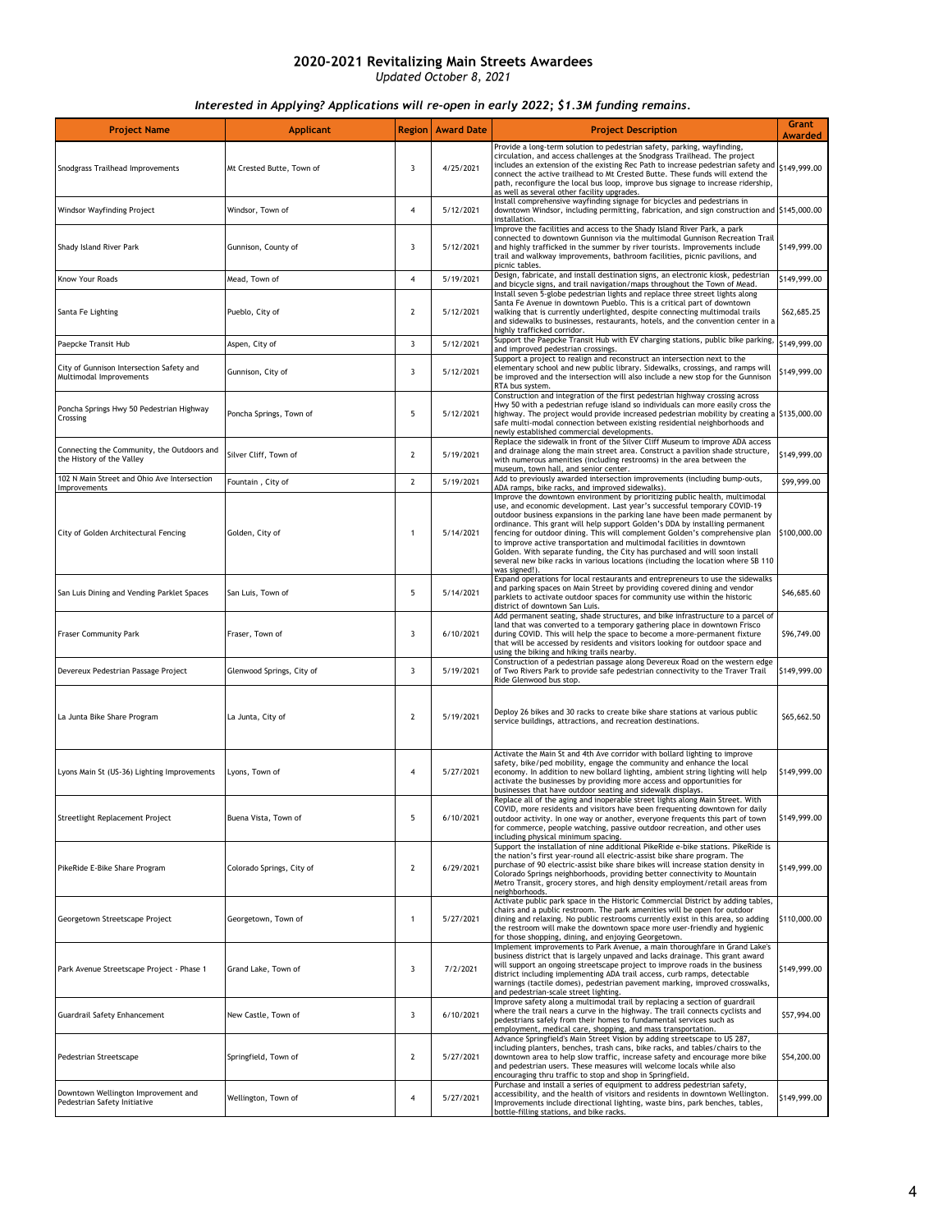## 2020-2021 Revitalizing Main Streets Awardees

*Updated October 8, 2021*

### *Interested in Applying? Applications will re-open in early 2022; $1.3M funding remains.*

| Project Name | Applicant | Region | Award Date | Project Description | Grant Awarded |
|---|---|---|---|---|---|
| Snodgrass Trailhead Improvements | Mt Crested Butte, Town of | 3 | 4/25/2021 | Provide a long-term solution to pedestrian safety, parking, wayfinding, circulation, and access challenges at the Snodgrass Trailhead. The project includes an extension of the existing Rec Path to increase pedestrian safety and connect the active trailhead to Mt Crested Butte. These funds will extend the path, reconfigure the local bus loop, improve bus signage to increase ridership, as well as several other facility upgrades. | $149,999.00 |
| Windsor Wayfinding Project | Windsor, Town of | 4 | 5/12/2021 | Install comprehensive wayfinding signage for bicycles and pedestrians in downtown Windsor, including permitting, fabrication, and sign construction and installation. | $145,000.00 |
| Shady Island River Park | Gunnison, County of | 3 | 5/12/2021 | Improve the facilities and access to the Shady Island River Park, a park connected to downtown Gunnison via the multimodal Gunnison Recreation Trail and highly trafficked in the summer by river tourists. Improvements include trail and walkway improvements, bathroom facilities, picnic pavilions, and picnic tables. | $149,999.00 |
| Know Your Roads | Mead, Town of | 4 | 5/19/2021 | Design, fabricate, and install destination signs, an electronic kiosk, pedestrian and bicycle signs, and trail navigation/maps throughout the Town of Mead. | $149,999.00 |
| Santa Fe Lighting | Pueblo, City of | 2 | 5/12/2021 | Install seven 5-globe pedestrian lights and replace three street lights along Santa Fe Avenue in downtown Pueblo. This is a critical part of downtown walking that is currently underlighted, despite connecting multimodal trails and sidewalks to businesses, restaurants, hotels, and the convention center in a highly trafficked corridor. | $62,685.25 |
| Paepcke Transit Hub | Aspen, City of | 3 | 5/12/2021 | Support the Paepcke Transit Hub with EV charging stations, public bike parking, and improved pedestrian crossings. | $149,999.00 |
| City of Gunnison Intersection Safety and Multimodal Improvements | Gunnison, City of | 3 | 5/12/2021 | Support a project to realign and reconstruct an intersection next to the elementary school and new public library. Sidewalks, crossings, and ramps will be improved and the intersection will also include a new stop for the Gunnison RTA bus system. | $149,999.00 |
| Poncha Springs Hwy 50 Pedestrian Highway Crossing | Poncha Springs, Town of | 5 | 5/12/2021 | Construction and integration of the first pedestrian highway crossing across Hwy 50 with a pedestrian refuge island so individuals can more easily cross the highway. The project would provide increased pedestrian mobility by creating a safe multi-modal connection between existing residential neighborhoods and newly established commercial developments. | $135,000.00 |
| Connecting the Community, the Outdoors and the History of the Valley | Silver Cliff, Town of | 2 | 5/19/2021 | Replace the sidewalk in front of the Silver Cliff Museum to improve ADA access and drainage along the main street area. Construct a pavilion shade structure, with numerous amenities (including restrooms) in the area between the museum, town hall, and senior center. | $149,999.00 |
| 102 N Main Street and Ohio Ave Intersection Improvements | Fountain , City of | 2 | 5/19/2021 | Add to previously awarded intersection improvements (including bump-outs, ADA ramps, bike racks, and improved sidewalks). | $99,999.00 |
| City of Golden Architectural Fencing | Golden, City of | 1 | 5/14/2021 | Improve the downtown environment by prioritizing public health, multimodal use, and economic development. Last year's successful temporary COVID-19 outdoor business expansions in the parking lane have been made permanent by ordinance. This grant will help support Golden's DDA by installing permanent fencing for outdoor dining. This will complement Golden's comprehensive plan to improve active transportation and multimodal facilities in downtown Golden. With separate funding, the City has purchased and will soon install several new bike racks in various locations (including the location where SB 110 was signed!). | $100,000.00 |
| San Luis Dining and Vending Parklet Spaces | San Luis, Town of | 5 | 5/14/2021 | Expand operations for local restaurants and entrepreneurs to use the sidewalks and parking spaces on Main Street by providing covered dining and vendor parklets to activate outdoor spaces for community use within the historic district of downtown San Luis. | $46,685.60 |
| Fraser Community Park | Fraser, Town of | 3 | 6/10/2021 | Add permanent seating, shade structures, and bike infrastructure to a parcel of land that was converted to a temporary gathering place in downtown Frisco during COVID. This will help the space to become a more-permanent fixture that will be accessed by residents and visitors looking for outdoor space and using the biking and hiking trails nearby. | $96,749.00 |
| Devereux Pedestrian Passage Project | Glenwood Springs, City of | 3 | 5/19/2021 | Construction of a pedestrian passage along Devereux Road on the western edge of Two Rivers Park to provide safe pedestrian connectivity to the Traver Trail Ride Glenwood bus stop. | $149,999.00 |
| La Junta Bike Share Program | La Junta, City of | 2 | 5/19/2021 | Deploy 26 bikes and 30 racks to create bike share stations at various public service buildings, attractions, and recreation destinations. | $65,662.50 |
| Lyons Main St (US-36) Lighting Improvements | Lyons, Town of | 4 | 5/27/2021 | Activate the Main St and 4th Ave corridor with bollard lighting to improve safety, bike/ped mobility, engage the community and enhance the local economy. In addition to new bollard lighting, ambient string lighting will help activate the businesses by providing more access and opportunities for businesses that have outdoor seating and sidewalk displays. | $149,999.00 |
| Streetlight Replacement Project | Buena Vista, Town of | 5 | 6/10/2021 | Replace all of the aging and inoperable street lights along Main Street. With COVID, more residents and visitors have been frequenting downtown for daily outdoor activity. In one way or another, everyone frequents this part of town for commerce, people watching, passive outdoor recreation, and other uses including physical minimum spacing. | $149,999.00 |
| PikeRide E-Bike Share Program | Colorado Springs, City of | 2 | 6/29/2021 | Support the installation of nine additional PikeRide e-bike stations. PikeRide is the nation's first year-round all electric-assist bike share program. The purchase of 90 electric-assist bike share bikes will increase station density in Colorado Springs neighborhoods, providing better connectivity to Mountain Metro Transit, grocery stores, and high density employment/retail areas from neighborhoods. | $149,999.00 |
| Georgetown Streetscape Project | Georgetown, Town of | 1 | 5/27/2021 | Activate public park space in the Historic Commercial District by adding tables, chairs and a public restroom. The park amenities will be open for outdoor dining and relaxing. No public restrooms currently exist in this area, so adding the restroom will make the downtown space more user-friendly and hygienic for those shopping, dining, and enjoying Georgetown. | $110,000.00 |
| Park Avenue Streetscape Project - Phase 1 | Grand Lake, Town of | 3 | 7/2/2021 | Implement improvements to Park Avenue, a main thoroughfare in Grand Lake's business district that is largely unpaved and lacks drainage. This grant award will support an ongoing streetscape project to improve roads in the business district including implementing ADA trail access, curb ramps, detectable warnings (tactile domes), pedestrian pavement marking, improved crosswalks, and pedestrian-scale street lighting. | $149,999.00 |
| Guardrail Safety Enhancement | New Castle, Town of | 3 | 6/10/2021 | Improve safety along a multimodal trail by replacing a section of guardrail where the trail nears a curve in the highway. The trail connects cyclists and pedestrians safely from their homes to fundamental services such as employment, medical care, shopping, and mass transportation. | $57,994.00 |
| Pedestrian Streetscape | Springfield, Town of | 2 | 5/27/2021 | Advance Springfield's Main Street Vision by adding streetscape to US 287, including planters, benches, trash cans, bike racks, and tables/chairs to the downtown area to help slow traffic, increase safety and encourage more bike and pedestrian users. These measures will welcome locals while also encouraging thru traffic to stop and shop in Springfield. | $54,200.00 |
| Downtown Wellington Improvement and Pedestrian Safety Initiative | Wellington, Town of | 4 | 5/27/2021 | Purchase and install a series of equipment to address pedestrian safety, accessibility, and the health of visitors and residents in downtown Wellington. Improvements include directional lighting, waste bins, park benches, tables, bottle-filling stations, and bike racks. | $149,999.00 |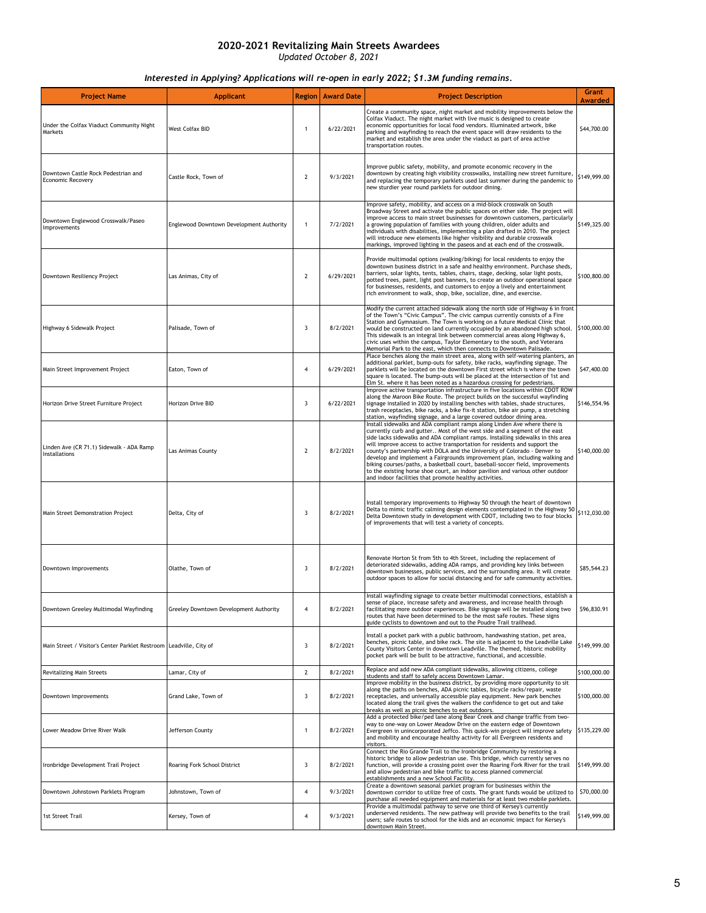## 2020-2021 Revitalizing Main Streets Awardees

*Updated October 8, 2021*

### *Interested in Applying? Applications will re-open in early 2022; $1.3M funding remains.*

| Project Name | Applicant | Region | Award Date | Project Description | Grant Awarded |
|---|---|---|---|---|---|
| Under the Colfax Viaduct Community Night Markets | West Colfax BID | 1 | 6/22/2021 | Create a community space, night market and mobility improvements below the Colfax Viaduct. The night market with live music is designed to create economic opportunities for local food vendors. Illuminated artwork, bike parking and wayfinding to reach the event space will draw residents to the market and establish the area under the viaduct as part of area active transportation routes. | $44,700.00 |
| Downtown Castle Rock Pedestrian and Economic Recovery | Castle Rock, Town of | 2 | 9/3/2021 | Improve public safety, mobility, and promote economic recovery in the downtown by creating high visibility crosswalks, installing new street furniture, and replacing the temporary parklets used last summer during the pandemic to new sturdier year round parklets for outdoor dining. | $149,999.00 |
| Downtown Englewood Crosswalk/Paseo Improvements | Englewood Downtown Development Authority | 1 | 7/2/2021 | Improve safety, mobility, and access on a mid-block crosswalk on South Broadway Street and activate the public spaces on either side. The project will improve access to main street businesses for downtown customers, particularly a growing population of families with young children, older adults and individuals with disabilities, implementing a plan drafted in 2010. The project will introduce new elements like higher visibility and durable crosswalk markings, improved lighting in the paseos and at each end of the crosswalk. | $149,325.00 |
| Downtown Resiliency Project | Las Animas, City of | 2 | 6/29/2021 | Provide multimodal options (walking/biking) for local residents to enjoy the downtown business district in a safe and healthy environment. Purchase sheds, barriers, solar lights, tents, tables, chairs, stage, decking, solar light posts, potted trees, paint, light post banners, to create an outdoor operational space for businesses, residents, and customers to enjoy a lively and entertainment rich environment to walk, shop, bike, socialize, dine, and exercise. | $100,800.00 |
| Highway 6 Sidewalk Project | Palisade, Town of | 3 | 8/2/2021 | Modify the current attached sidewalk along the north side of Highway 6 in front of the Town's "Civic Campus". The civic campus currently consists of a Fire Station and Gymnasium. The Town is working on a future Medical Clinic that would be constructed on land currently occupied by an abandoned high school. This sidewalk is an integral link between commercial areas along Highway 6, civic uses within the campus, Taylor Elementary to the south, and Veterans Memorial Park to the east, which then connects to Downtown Palisade. | $100,000.00 |
| Main Street Improvement Project | Eaton, Town of | 4 | 6/29/2021 | Place benches along the main street area, along with self-watering planters, an additional parklet, bump-outs for safety, bike racks, wayfinding signage. The parklets will be located on the downtown First street which is where the town square is located. The bump-outs will be placed at the intersection of 1st and Elm St. where it has been noted as a hazardous crossing for pedestrians. | $47,400.00 |
| Horizon Drive Street Furniture Project | Horizon Drive BID | 3 | 6/22/2021 | Improve active transportation infrastructure in five locations within CDOT ROW along the Maroon Bike Route. The project builds on the successful wayfinding signage installed in 2020 by installing benches with tables, shade structures, trash receptacles, bike racks, a bike fix-it station, bike air pump, a stretching station, wayfinding signage, and a large covered outdoor dining area. | $146,554.96 |
| Linden Ave (CR 71.1) Sidewalk - ADA Ramp Installations | Las Animas County | 2 | 8/2/2021 | Install sidewalks and ADA compliant ramps along Linden Ave where there is currently curb and gutter.. Most of the west side and a segment of the east side lacks sidewalks and ADA compliant ramps. Installing sidewalks in this area will improve access to active transportation for residents and support the county's partnership with DOLA and the University of Colorado - Denver to develop and implement a Fairgrounds improvement plan, including walking and biking courses/paths, a basketball court, baseball-soccer field, improvements to the existing horse shoe court, an indoor pavilion and various other outdoor and indoor facilities that promote healthy activities. | $140,000.00 |
| Main Street Demonstration Project | Delta, City of | 3 | 8/2/2021 | Install temporary improvements to Highway 50 through the heart of downtown Delta to mimic traffic calming design elements contemplated in the Highway 50 Delta Downtown study in development with CDOT, including two to four blocks of improvements that will test a variety of concepts. | $112,030.00 |
| Downtown Improvements | Olathe, Town of | 3 | 8/2/2021 | Renovate Horton St from 5th to 4th Street, including the replacement of deteriorated sidewalks, adding ADA ramps, and providing key links between downtown businesses, public services, and the surrounding area. It will create outdoor spaces to allow for social distancing and for safe community activities. | $85,544.23 |
| Downtown Greeley Multimodal Wayfinding | Greeley Downtown Development Authority | 4 | 8/2/2021 | Install wayfinding signage to create better multimodal connections, establish a sense of place, increase safety and awareness, and increase health through facilitating more outdoor experiences. Bike signage will be installed along two routes that have been determined to be the most safe routes. These signs guide cyclists to downtown and out to the Poudre Trail trailhead. | $96,830.91 |
| Main Street / Visitor's Center Parklet Restroom | Leadville, City of | 3 | 8/2/2021 | Install a pocket park with a public bathroom, handwashing station, pet area, benches, picnic table, and bike rack. The site is adjacent to the Leadville Lake County Visitors Center in downtown Leadville. The themed, historic mobility pocket park will be built to be attractive, functional, and accessible. | $149,999.00 |
| Revitalizing Main Streets | Lamar, City of | 2 | 8/2/2021 | Replace and add new ADA compliant sidewalks, allowing citizens, college students and staff to safely access Downtown Lamar. | $100,000.00 |
| Downtown Improvements | Grand Lake, Town of | 3 | 8/2/2021 | Improve mobility in the business district, by providing more opportunity to sit along the paths on benches, ADA picnic tables, bicycle racks/repair, waste receptacles, and universally accessible play equipment. New park benches located along the trail gives the walkers the confidence to get out and take breaks as well as picnic benches to eat outdoors. | $100,000.00 |
| Lower Meadow Drive River Walk | Jefferson County | 1 | 8/2/2021 | Add a protected bike/ped lane along Bear Creek and change traffic from two-way to one-way on Lower Meadow Drive on the eastern edge of Downtown Evergreen in unincorporated Jeffco. This quick-win project will improve safety and mobility and encourage healthy activity for all Evergreen residents and visitors. | $135,229.00 |
| Ironbridge Development Trail Project | Roaring Fork School District | 3 | 8/2/2021 | Connect the Rio Grande Trail to the Ironbridge Community by restoring a historic bridge to allow pedestrian use. This bridge, which currently serves no function, will provide a crossing point over the Roaring Fork River for the trail and allow pedestrian and bike traffic to access planned commercial establishments and a new School Facility. | $149,999.00 |
| Downtown Johnstown Parklets Program | Johnstown, Town of | 4 | 9/3/2021 | Create a downtown seasonal parklet program for businesses within the downtown corridor to utilize free of costs. The grant funds would be utilized to purchase all needed equipment and materials for at least two mobile parklets. | $70,000.00 |
| 1st Street Trail | Kersey, Town of | 4 | 9/3/2021 | Provide a multimodal pathway to serve one third of Kersey's currently underserved residents. The new pathway will provide two benefits to the trail users; safe routes to school for the kids and an economic impact for Kersey's downtown Main Street. | $149,999.00 |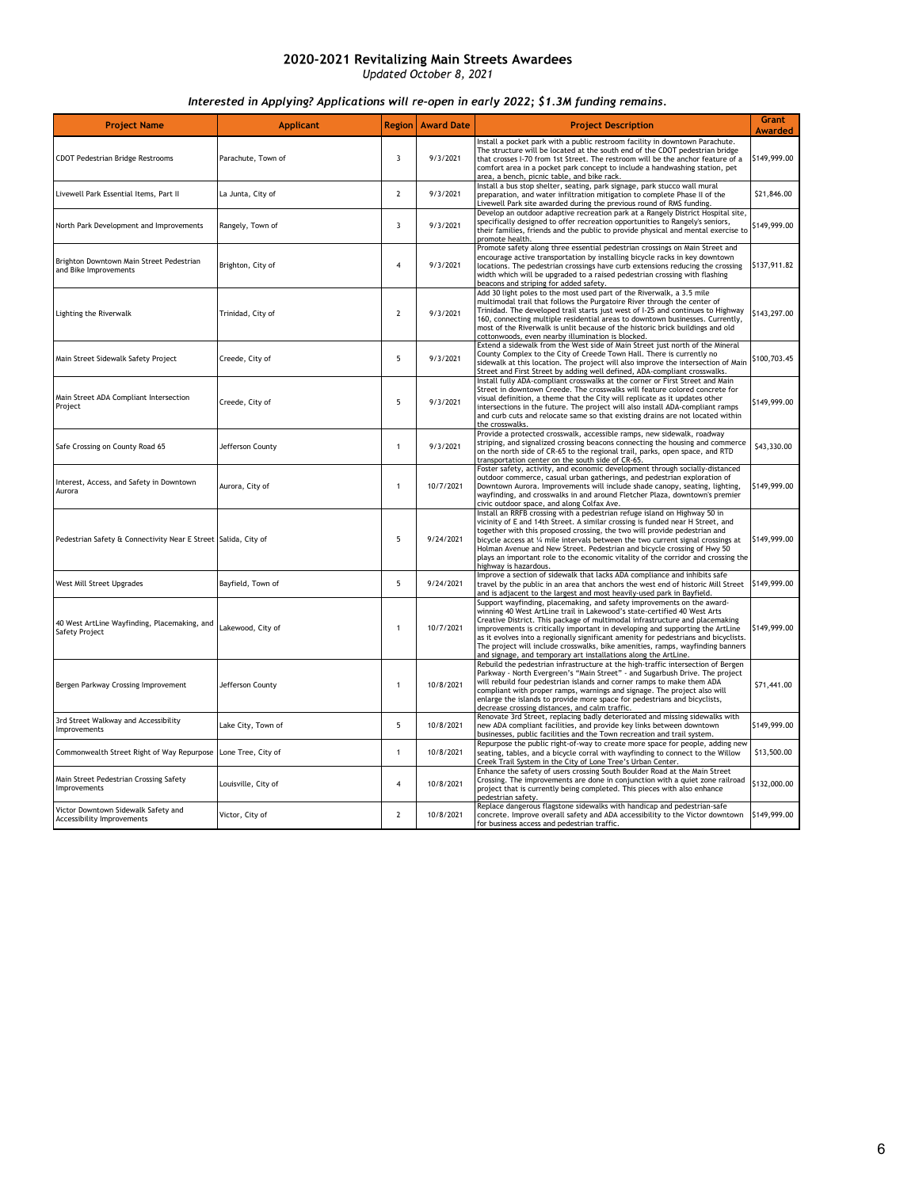# 2020-2021 Revitalizing Main Streets Awardees

*Updated October 8, 2021*

***Interested in Applying? Applications will re-open in early 2022; $1.3M funding remains.***

| Project Name | Applicant | Region | Award Date | Project Description | Grant Awarded |
|---|---|---|---|---|---|
| CDOT Pedestrian Bridge Restrooms | Parachute, Town of | 3 | 9/3/2021 | Install a pocket park with a public restroom facility in downtown Parachute. The structure will be located at the south end of the CDOT pedestrian bridge that crosses I-70 from 1st Street. The restroom will be the anchor feature of a comfort area in a pocket park concept to include a handwashing station, pet area, a bench, picnic table, and bike rack. | $149,999.00 |
| Livewell Park Essential Items, Part II | La Junta, City of | 2 | 9/3/2021 | Install a bus stop shelter, seating, park signage, park stucco wall mural preparation, and water infiltration mitigation to complete Phase II of the Livewell Park site awarded during the previous round of RMS funding. | $21,846.00 |
| North Park Development and Improvements | Rangely, Town of | 3 | 9/3/2021 | Develop an outdoor adaptive recreation park at a Rangely District Hospital site, specifically designed to offer recreation opportunities to Rangely's seniors, their families, friends and the public to provide physical and mental exercise to promote health. | $149,999.00 |
| Brighton Downtown Main Street Pedestrian and Bike Improvements | Brighton, City of | 4 | 9/3/2021 | Promote safety along three essential pedestrian crossings on Main Street and encourage active transportation by installing bicycle racks in key downtown locations. The pedestrian crossings have curb extensions reducing the crossing width which will be upgraded to a raised pedestrian crossing with flashing beacons and striping for added safety. | $137,911.82 |
| Lighting the Riverwalk | Trinidad, City of | 2 | 9/3/2021 | Add 30 light poles to the most used part of the Riverwalk, a 3.5 mile multimodal trail that follows the Purgatoire River through the center of Trinidad. The developed trail starts just west of I-25 and continues to Highway 160, connecting multiple residential areas to downtown businesses. Currently, most of the Riverwalk is unlit because of the historic brick buildings and old cottonwoods, even nearby illumination is blocked. | $143,297.00 |
| Main Street Sidewalk Safety Project | Creede, City of | 5 | 9/3/2021 | Extend a sidewalk from the West side of Main Street just north of the Mineral County Complex to the City of Creede Town Hall. There is currently no sidewalk at this location. The project will also improve the intersection of Main Street and First Street by adding well defined, ADA-compliant crosswalks. | $100,703.45 |
| Main Street ADA Compliant Intersection Project | Creede, City of | 5 | 9/3/2021 | Install fully ADA-compliant crosswalks at the corner or First Street and Main Street in downtown Creede. The crosswalks will feature colored concrete for visual definition, a theme that the City will replicate as it updates other intersections in the future. The project will also install ADA-compliant ramps and curb cuts and relocate same so that existing drains are not located within the crosswalks. | $149,999.00 |
| Safe Crossing on County Road 65 | Jefferson County | 1 | 9/3/2021 | Provide a protected crosswalk, accessible ramps, new sidewalk, roadway striping, and signalized crossing beacons connecting the housing and commerce on the north side of CR-65 to the regional trail, parks, open space, and RTD transportation center on the south side of CR-65. | $43,330.00 |
| Interest, Access, and Safety in Downtown Aurora | Aurora, City of | 1 | 10/7/2021 | Foster safety, activity, and economic development through socially-distanced outdoor commerce, casual urban gatherings, and pedestrian exploration of Downtown Aurora. Improvements will include shade canopy, seating, lighting, wayfinding, and crosswalks in and around Fletcher Plaza, downtown's premier civic outdoor space, and along Colfax Ave. | $149,999.00 |
| Pedestrian Safety & Connectivity Near E Street | Salida, City of | 5 | 9/24/2021 | Install an RRFB crossing with a pedestrian refuge island on Highway 50 in vicinity of E and 14th Street. A similar crossing is funded near H Street, and together with this proposed crossing, the two will provide pedestrian and bicycle access at ¼ mile intervals between the two current signal crossings at Holman Avenue and New Street. Pedestrian and bicycle crossing of Hwy 50 plays an important role to the economic vitality of the corridor and crossing the highway is hazardous. | $149,999.00 |
| West Mill Street Upgrades | Bayfield, Town of | 5 | 9/24/2021 | Improve a section of sidewalk that lacks ADA compliance and inhibits safe travel by the public in an area that anchors the west end of historic Mill Street and is adjacent to the largest and most heavily-used park in Bayfield. | $149,999.00 |
| 40 West ArtLine Wayfinding, Placemaking, and Safety Project | Lakewood, City of | 1 | 10/7/2021 | Support wayfinding, placemaking, and safety improvements on the award-winning 40 West ArtLine trail in Lakewood's state-certified 40 West Arts Creative District. This package of multimodal infrastructure and placemaking improvements is critically important in developing and supporting the ArtLine as it evolves into a regionally significant amenity for pedestrians and bicyclists. The project will include crosswalks, bike amenities, ramps, wayfinding banners and signage, and temporary art installations along the ArtLine. | $149,999.00 |
| Bergen Parkway Crossing Improvement | Jefferson County | 1 | 10/8/2021 | Rebuild the pedestrian infrastructure at the high-traffic intersection of Bergen Parkway - North Evergreen's "Main Street" - and Sugarbush Drive. The project will rebuild four pedestrian islands and corner ramps to make them ADA compliant with proper ramps, warnings and signage. The project also will enlarge the islands to provide more space for pedestrians and bicyclists, decrease crossing distances, and calm traffic. | $71,441.00 |
| 3rd Street Walkway and Accessibility Improvements | Lake City, Town of | 5 | 10/8/2021 | Renovate 3rd Street, replacing badly deteriorated and missing sidewalks with new ADA compliant facilities, and provide key links between downtown businesses, public facilities and the Town recreation and trail system. | $149,999.00 |
| Commonwealth Street Right of Way Repurpose | Lone Tree, City of | 1 | 10/8/2021 | Repurpose the public right-of-way to create more space for people, adding new seating, tables, and a bicycle corral with wayfinding to connect to the Willow Creek Trail System in the City of Lone Tree's Urban Center. | $13,500.00 |
| Main Street Pedestrian Crossing Safety Improvements | Louisville, City of | 4 | 10/8/2021 | Enhance the safety of users crossing South Boulder Road at the Main Street Crossing. The improvements are done in conjunction with a quiet zone railroad project that is currently being completed. This pieces with also enhance pedestrian safety. | $132,000.00 |
| Victor Downtown Sidewalk Safety and Accessibility Improvements | Victor, City of | 2 | 10/8/2021 | Replace dangerous flagstone sidewalks with handicap and pedestrian-safe concrete. Improve overall safety and ADA accessibility to the Victor downtown for business access and pedestrian traffic. | $149,999.00 |